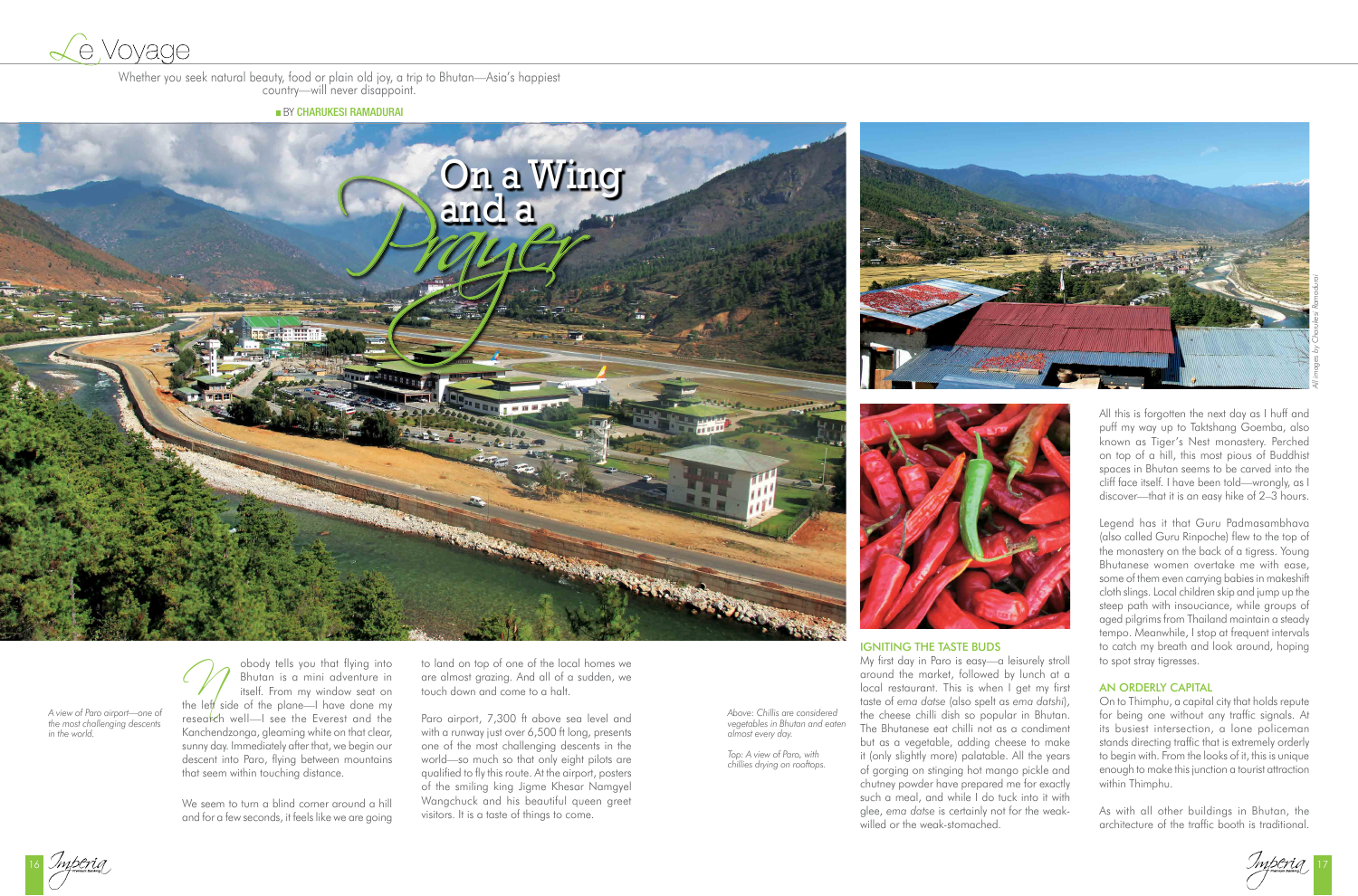Le Voyage

# On a Wing and a Prayer

Whether you seek natural beauty, food or plain old joy, a trip to Bhutan—Asia's happiest country—will never disappoint.

BY CHARUKESI RAMADURAI

A view of Paro airport—one of the most challenging descents in the world.

Nobody tells you that flying into Bhutan is a mini adventure in itself. From my window seat on the left side of the plane—I have done my research well—I see the Everest and the Kanchendzonga, gleaming white on that clear, sunny day. Immediately after that, we begin our descent into Paro, flying between mountains that seem within touching distance.

We seem to turn a blind corner around a hill and for a few seconds, it feels like we are going to land on top of one of the local homes we are almost grazing. And all of a sudden, we touch down and come to a halt.

Paro airport, 7,300 ft above sea level and with a runway just over 6,500 ft long, presents one of the most challenging descents in the world—so much so that only eight pilots are qualified to fly this route. At the airport, posters of the smiling king Jigme Khesar Namgyel Wangchuck and his beautiful queen greet visitors. It is a taste of things to come.

Above: Chillis are considered vegetables in Bhutan and eaten almost every day.

Top: A view of Paro, with chillies drying on rooftops.

All images by Charukesi Ramadurai

## IGNITING THE TASTE BUDS

My first day in Paro is easy—a leisurely stroll around the market, followed by lunch at a local restaurant. This is when I get my first taste of *ema datse* (also spelt as *ema datshi*), the cheese chilli dish so popular in Bhutan. The Bhutanese eat chilli not as a condiment but as a vegetable, adding cheese to make it (only slightly more) palatable. All the years of gorging on stinging hot mango pickle and chutney powder have prepared me for exactly such a meal, and while I do tuck into it with glee, *ema datse* is certainly not for the weak-willed or the weak-stomached.

All this is forgotten the next day as I huff and puff my way up to Taktshang Goemba, also known as Tiger's Nest monastery. Perched on top of a hill, this most pious of Buddhist spaces in Bhutan seems to be carved into the cliff face itself. I have been told—wrongly, as I discover—that it is an easy hike of 2–3 hours.

Legend has it that Guru Padmasambhava (also called Guru Rinpoche) flew to the top of the monastery on the back of a tigress. Young Bhutanese women overtake me with ease, some of them even carrying babies in makeshift cloth slings. Local children skip and jump up the steep path with insouciance, while groups of aged pilgrims from Thailand maintain a steady tempo. Meanwhile, I stop at frequent intervals to catch my breath and look around, hoping to spot stray tigresses.

## AN ORDERLY CAPITAL

On to Thimphu, a capital city that holds repute for being one without any traffic signals. At its busiest intersection, a lone policeman stands directing traffic that is extremely orderly to begin with. From the looks of it, this is unique enough to make this junction a tourist attraction within Thimphu.

As with all other buildings in Bhutan, the architecture of the traffic booth is traditional.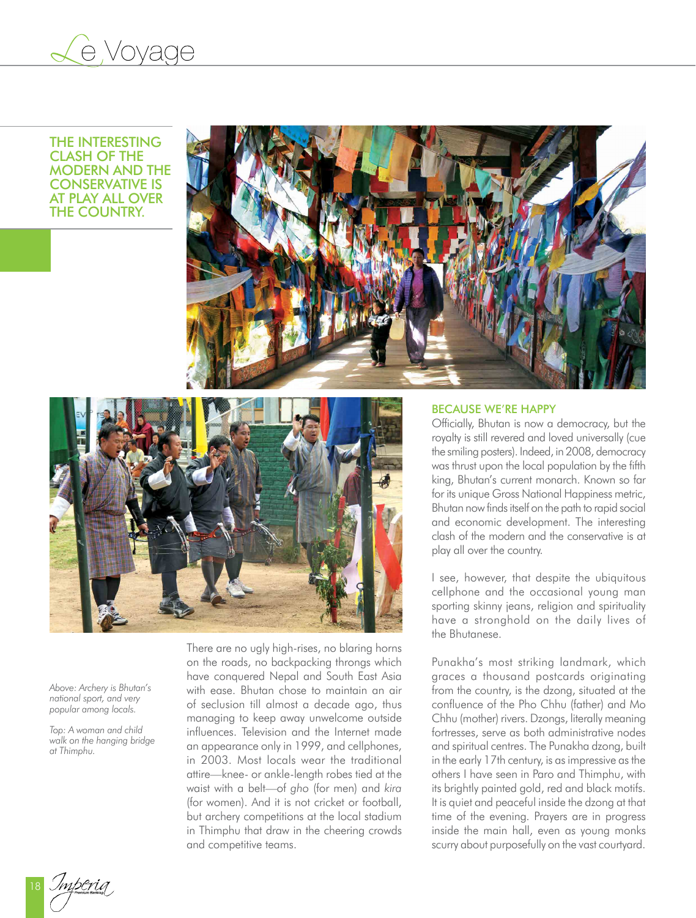THE INTERESTING CLASH OF THE MODERN AND THE CONSERVATIVE IS AT PLAY ALL OVER THE COUNTRY.

*Above: Archery is Bhutan's national sport, and very popular among locals.*

*Top: A woman and child walk on the hanging bridge at Thimphu.*

There are no ugly high-rises, no blaring horns on the roads, no backpacking throngs which have conquered Nepal and South East Asia with ease. Bhutan chose to maintain an air of seclusion till almost a decade ago, thus managing to keep away unwelcome outside influences. Television and the Internet made an appearance only in 1999, and cellphones, in 2003. Most locals wear the traditional attire—knee- or ankle-length robes tied at the waist with a belt—of *gho* (for men) and *kira* (for women). And it is not cricket or football, but archery competitions at the local stadium in Thimphu that draw in the cheering crowds and competitive teams.

## BECAUSE WE'RE HAPPY

Officially, Bhutan is now a democracy, but the royalty is still revered and loved universally (cue the smiling posters). Indeed, in 2008, democracy was thrust upon the local population by the fifth king, Bhutan's current monarch. Known so far for its unique Gross National Happiness metric, Bhutan now finds itself on the path to rapid social and economic development. The interesting clash of the modern and the conservative is at play all over the country.

I see, however, that despite the ubiquitous cellphone and the occasional young man sporting skinny jeans, religion and spirituality have a stronghold on the daily lives of the Bhutanese.

Punakha's most striking landmark, which graces a thousand postcards originating from the country, is the dzong, situated at the confluence of the Pho Chhu (father) and Mo Chhu (mother) rivers. Dzongs, literally meaning fortresses, serve as both administrative nodes and spiritual centres. The Punakha dzong, built in the early 17th century, is as impressive as the others I have seen in Paro and Thimphu, with its brightly painted gold, red and black motifs. It is quiet and peaceful inside the dzong at that time of the evening. Prayers are in progress inside the main hall, even as young monks scurry about purposefully on the vast courtyard.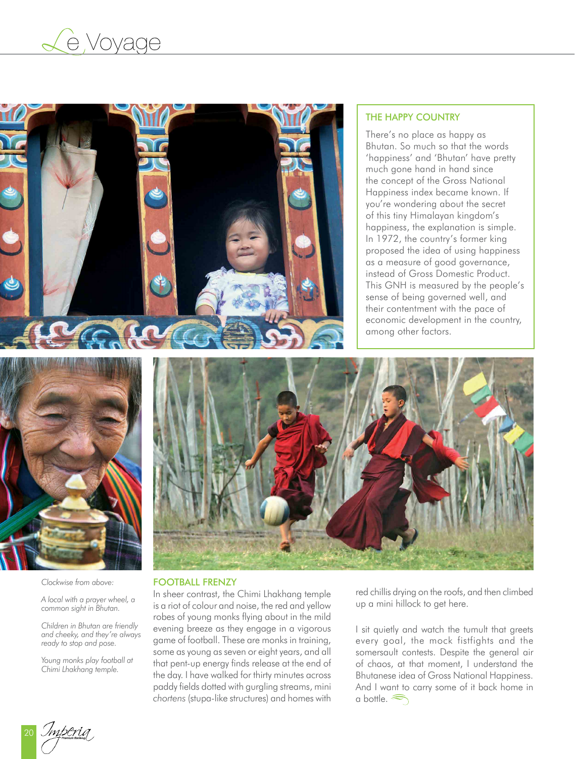## THE HAPPY COUNTRY

There's no place as happy as Bhutan. So much so that the words 'happiness' and 'Bhutan' have pretty much gone hand in hand since the concept of the Gross National Happiness index became known. If you're wondering about the secret of this tiny Himalayan kingdom's happiness, the explanation is simple. In 1972, the country's former king proposed the idea of using happiness as a measure of good governance, instead of Gross Domestic Product. This GNH is measured by the people's sense of being governed well, and their contentment with the pace of economic development in the country, among other factors.

*Clockwise from above:*

*A local with a prayer wheel, a common sight in Bhutan.*

*Children in Bhutan are friendly and cheeky, and they're always ready to stop and pose.*

*Young monks play football at Chimi Lhakhang temple.*

## FOOTBALL FRENZY

In sheer contrast, the Chimi Lhakhang temple is a riot of colour and noise, the red and yellow robes of young monks flying about in the mild evening breeze as they engage in a vigorous game of football. These are monks in training, some as young as seven or eight years, and all that pent-up energy finds release at the end of the day. I have walked for thirty minutes across paddy fields dotted with gurgling streams, mini *chortens* (stupa-like structures) and homes with red chillis drying on the roofs, and then climbed up a mini hillock to get here.

I sit quietly and watch the tumult that greets every goal, the mock fistfights and the somersault contests. Despite the general air of chaos, at that moment, I understand the Bhutanese idea of Gross National Happiness. And I want to carry some of it back home in a bottle.